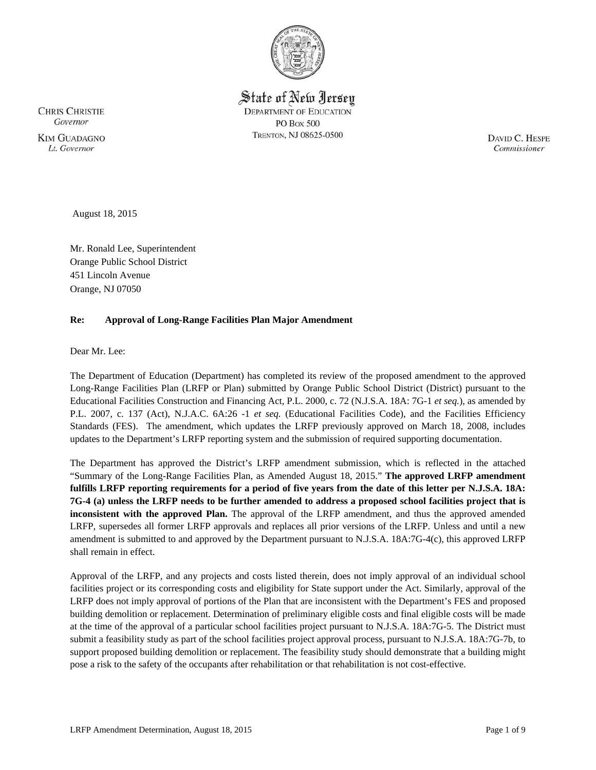State of New Jersey
DEPARTMENT OF EDUCATION
PO BOX 500
TRENTON, NJ 08625-0500

CHRIS CHRISTIE
*Governor*

KIM GUADAGNO
*Lt. Governor*

DAVID C. HESPE
*Commissioner*

August 18, 2015

Mr. Ronald Lee, Superintendent
Orange Public School District
451 Lincoln Avenue
Orange, NJ 07050

**Re: Approval of Long-Range Facilities Plan Major Amendment**

Dear Mr. Lee:

The Department of Education (Department) has completed its review of the proposed amendment to the approved Long-Range Facilities Plan (LRFP or Plan) submitted by Orange Public School District (District) pursuant to the Educational Facilities Construction and Financing Act, P.L. 2000, c. 72 (N.J.S.A. 18A: 7G-1 *et seq.*), as amended by P.L. 2007, c. 137 (Act), N.J.A.C. 6A:26 -1 *et seq.* (Educational Facilities Code), and the Facilities Efficiency Standards (FES). The amendment, which updates the LRFP previously approved on March 18, 2008, includes updates to the Department's LRFP reporting system and the submission of required supporting documentation.

The Department has approved the District's LRFP amendment submission, which is reflected in the attached "Summary of the Long-Range Facilities Plan, as Amended August 18, 2015." **The approved LRFP amendment fulfills LRFP reporting requirements for a period of five years from the date of this letter per N.J.S.A. 18A: 7G-4 (a) unless the LRFP needs to be further amended to address a proposed school facilities project that is inconsistent with the approved Plan.** The approval of the LRFP amendment, and thus the approved amended LRFP, supersedes all former LRFP approvals and replaces all prior versions of the LRFP. Unless and until a new amendment is submitted to and approved by the Department pursuant to N.J.S.A. 18A:7G-4(c), this approved LRFP shall remain in effect.

Approval of the LRFP, and any projects and costs listed therein, does not imply approval of an individual school facilities project or its corresponding costs and eligibility for State support under the Act. Similarly, approval of the LRFP does not imply approval of portions of the Plan that are inconsistent with the Department's FES and proposed building demolition or replacement. Determination of preliminary eligible costs and final eligible costs will be made at the time of the approval of a particular school facilities project pursuant to N.J.S.A. 18A:7G-5. The District must submit a feasibility study as part of the school facilities project approval process, pursuant to N.J.S.A. 18A:7G-7b, to support proposed building demolition or replacement. The feasibility study should demonstrate that a building might pose a risk to the safety of the occupants after rehabilitation or that rehabilitation is not cost-effective.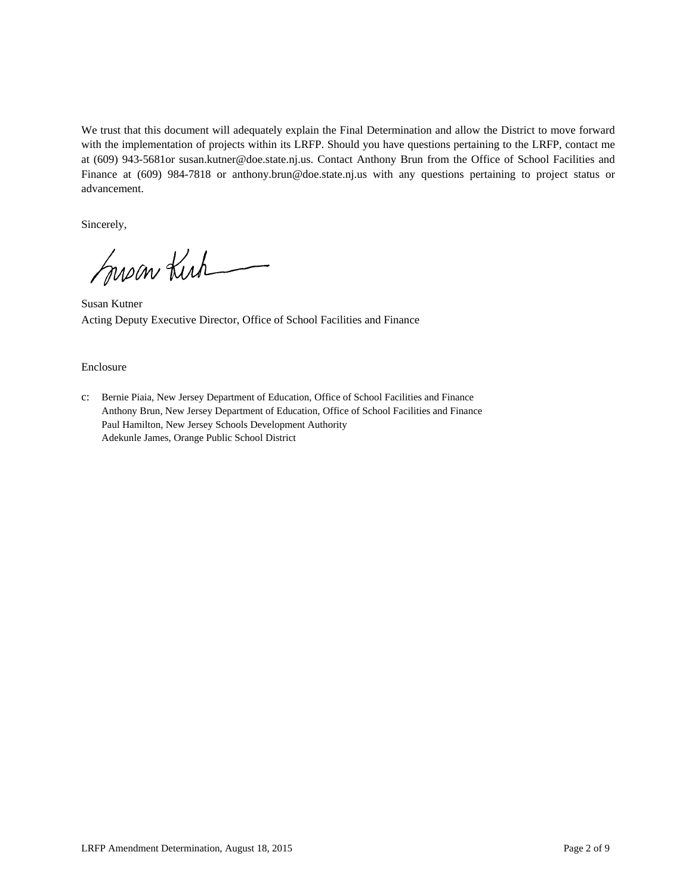We trust that this document will adequately explain the Final Determination and allow the District to move forward with the implementation of projects within its LRFP. Should you have questions pertaining to the LRFP, contact me at (609) 943-5681or susan.kutner@doe.state.nj.us. Contact Anthony Brun from the Office of School Facilities and Finance at (609) 984-7818 or anthony.brun@doe.state.nj.us with any questions pertaining to project status or advancement.

Sincerely,

Susan Kutner
Acting Deputy Executive Director, Office of School Facilities and Finance

Enclosure

c: Bernie Piaia, New Jersey Department of Education, Office of School Facilities and Finance
Anthony Brun, New Jersey Department of Education, Office of School Facilities and Finance
Paul Hamilton, New Jersey Schools Development Authority
Adekunle James, Orange Public School District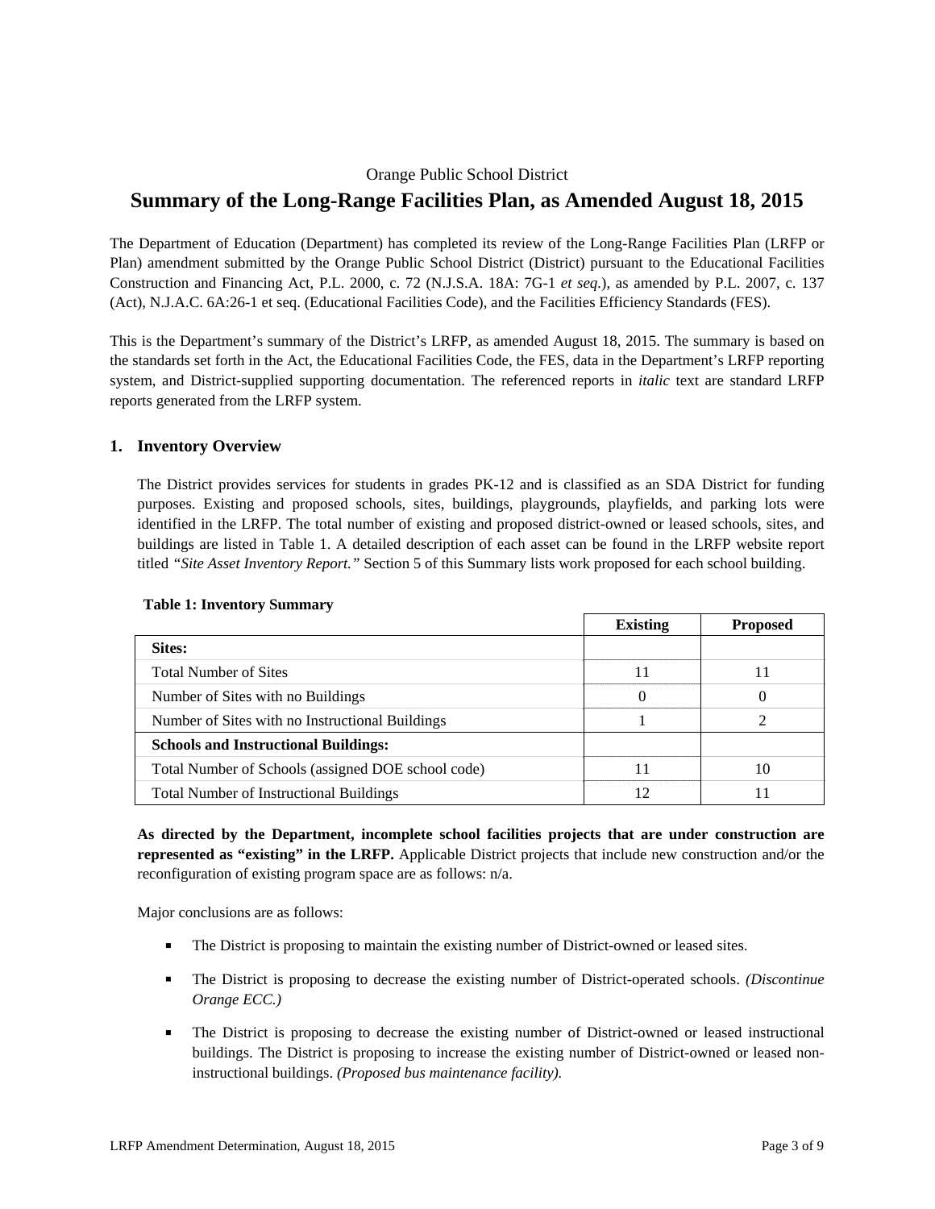Orange Public School District

# Summary of the Long-Range Facilities Plan, as Amended August 18, 2015

The Department of Education (Department) has completed its review of the Long-Range Facilities Plan (LRFP or Plan) amendment submitted by the Orange Public School District (District) pursuant to the Educational Facilities Construction and Financing Act, P.L. 2000, c. 72 (N.J.S.A. 18A: 7G-1 *et seq.*), as amended by P.L. 2007, c. 137 (Act), N.J.A.C. 6A:26-1 et seq. (Educational Facilities Code), and the Facilities Efficiency Standards (FES).

This is the Department's summary of the District's LRFP, as amended August 18, 2015. The summary is based on the standards set forth in the Act, the Educational Facilities Code, the FES, data in the Department's LRFP reporting system, and District-supplied supporting documentation. The referenced reports in *italic* text are standard LRFP reports generated from the LRFP system.

## 1. Inventory Overview

The District provides services for students in grades PK-12 and is classified as an SDA District for funding purposes. Existing and proposed schools, sites, buildings, playgrounds, playfields, and parking lots were identified in the LRFP. The total number of existing and proposed district-owned or leased schools, sites, and buildings are listed in Table 1. A detailed description of each asset can be found in the LRFP website report titled *"Site Asset Inventory Report."* Section 5 of this Summary lists work proposed for each school building.

**Table 1: Inventory Summary**

| | Existing | Proposed |
|---|---|---|
| **Sites:** | | |
| Total Number of Sites | 11 | 11 |
| Number of Sites with no Buildings | 0 | 0 |
| Number of Sites with no Instructional Buildings | 1 | 2 |
| **Schools and Instructional Buildings:** | | |
| Total Number of Schools (assigned DOE school code) | 11 | 10 |
| Total Number of Instructional Buildings | 12 | 11 |

**As directed by the Department, incomplete school facilities projects that are under construction are represented as "existing" in the LRFP.** Applicable District projects that include new construction and/or the reconfiguration of existing program space are as follows: n/a.

Major conclusions are as follows:

- The District is proposing to maintain the existing number of District-owned or leased sites.
- The District is proposing to decrease the existing number of District-operated schools. *(Discontinue Orange ECC.)*
- The District is proposing to decrease the existing number of District-owned or leased instructional buildings. The District is proposing to increase the existing number of District-owned or leased non-instructional buildings. *(Proposed bus maintenance facility).*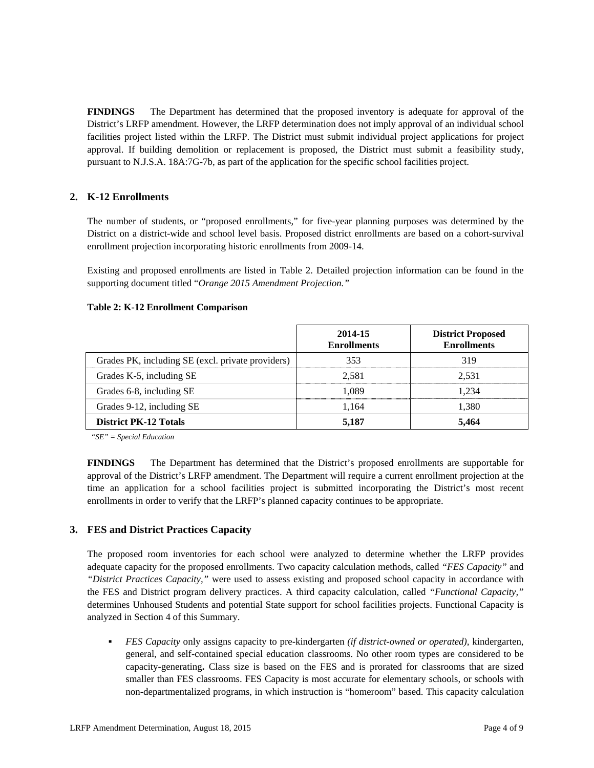**FINDINGS** The Department has determined that the proposed inventory is adequate for approval of the District's LRFP amendment. However, the LRFP determination does not imply approval of an individual school facilities project listed within the LRFP. The District must submit individual project applications for project approval. If building demolition or replacement is proposed, the District must submit a feasibility study, pursuant to N.J.S.A. 18A:7G-7b, as part of the application for the specific school facilities project.

## 2. K-12 Enrollments

The number of students, or "proposed enrollments," for five-year planning purposes was determined by the District on a district-wide and school level basis. Proposed district enrollments are based on a cohort-survival enrollment projection incorporating historic enrollments from 2009-14.

Existing and proposed enrollments are listed in Table 2. Detailed projection information can be found in the supporting document titled "*Orange 2015 Amendment Projection.*"

**Table 2: K-12 Enrollment Comparison**

| | 2014-15 Enrollments | District Proposed Enrollments |
|---|---|---|
| Grades PK, including SE (excl. private providers) | 353 | 319 |
| Grades K-5, including SE | 2,581 | 2,531 |
| Grades 6-8, including SE | 1,089 | 1,234 |
| Grades 9-12, including SE | 1,164 | 1,380 |
| **District PK-12 Totals** | **5,187** | **5,464** |

*"SE" = Special Education*

**FINDINGS** The Department has determined that the District's proposed enrollments are supportable for approval of the District's LRFP amendment. The Department will require a current enrollment projection at the time an application for a school facilities project is submitted incorporating the District's most recent enrollments in order to verify that the LRFP's planned capacity continues to be appropriate.

## 3. FES and District Practices Capacity

The proposed room inventories for each school were analyzed to determine whether the LRFP provides adequate capacity for the proposed enrollments. Two capacity calculation methods, called *"FES Capacity"* and *"District Practices Capacity,"* were used to assess existing and proposed school capacity in accordance with the FES and District program delivery practices. A third capacity calculation, called *"Functional Capacity,"* determines Unhoused Students and potential State support for school facilities projects. Functional Capacity is analyzed in Section 4 of this Summary.

- *FES Capacity* only assigns capacity to pre-kindergarten *(if district-owned or operated),* kindergarten, general, and self-contained special education classrooms. No other room types are considered to be capacity-generating**.** Class size is based on the FES and is prorated for classrooms that are sized smaller than FES classrooms. FES Capacity is most accurate for elementary schools, or schools with non-departmentalized programs, in which instruction is "homeroom" based. This capacity calculation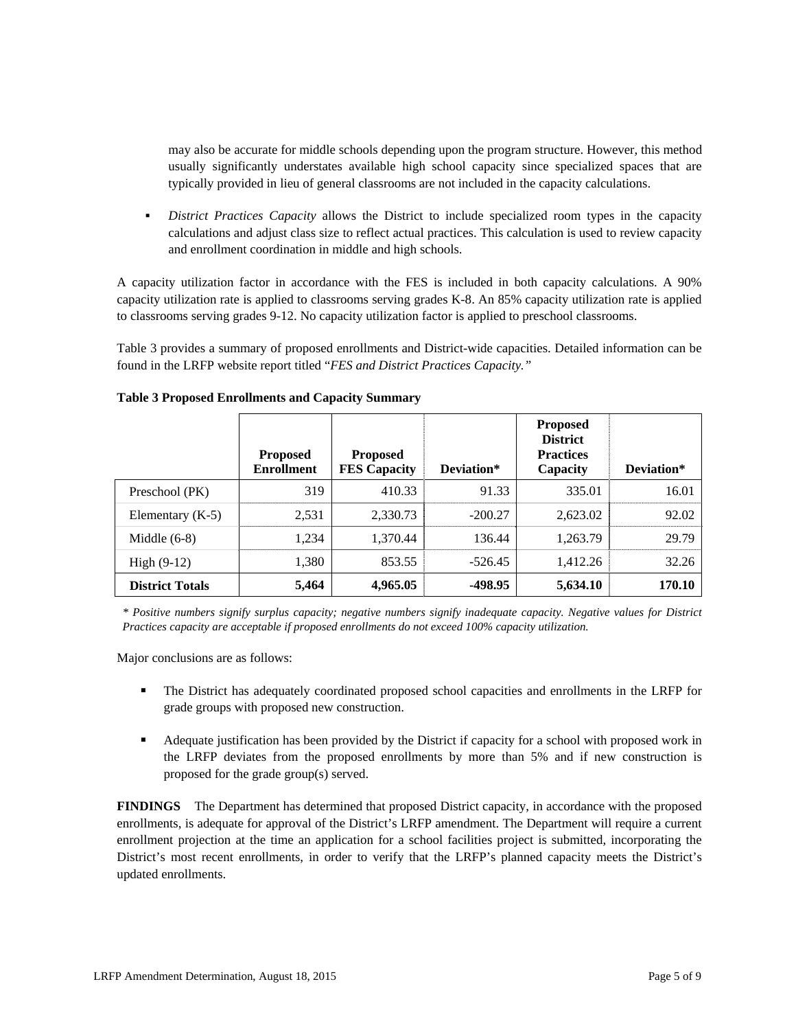may also be accurate for middle schools depending upon the program structure. However, this method usually significantly understates available high school capacity since specialized spaces that are typically provided in lieu of general classrooms are not included in the capacity calculations.

- *District Practices Capacity* allows the District to include specialized room types in the capacity calculations and adjust class size to reflect actual practices. This calculation is used to review capacity and enrollment coordination in middle and high schools.

A capacity utilization factor in accordance with the FES is included in both capacity calculations. A 90% capacity utilization rate is applied to classrooms serving grades K-8. An 85% capacity utilization rate is applied to classrooms serving grades 9-12. No capacity utilization factor is applied to preschool classrooms.

Table 3 provides a summary of proposed enrollments and District-wide capacities. Detailed information can be found in the LRFP website report titled "*FES and District Practices Capacity.*"

**Table 3 Proposed Enrollments and Capacity Summary**

| | Proposed Enrollment | Proposed FES Capacity | Deviation* | Proposed District Practices Capacity | Deviation* |
|---|---|---|---|---|---|
| Preschool (PK) | 319 | 410.33 | 91.33 | 335.01 | 16.01 |
| Elementary (K-5) | 2,531 | 2,330.73 | -200.27 | 2,623.02 | 92.02 |
| Middle (6-8) | 1,234 | 1,370.44 | 136.44 | 1,263.79 | 29.79 |
| High (9-12) | 1,380 | 853.55 | -526.45 | 1,412.26 | 32.26 |
| **District Totals** | **5,464** | **4,965.05** | **-498.95** | **5,634.10** | **170.10** |

*\* Positive numbers signify surplus capacity; negative numbers signify inadequate capacity. Negative values for District Practices capacity are acceptable if proposed enrollments do not exceed 100% capacity utilization.*

Major conclusions are as follows:

- The District has adequately coordinated proposed school capacities and enrollments in the LRFP for grade groups with proposed new construction.
- Adequate justification has been provided by the District if capacity for a school with proposed work in the LRFP deviates from the proposed enrollments by more than 5% and if new construction is proposed for the grade group(s) served.

**FINDINGS** The Department has determined that proposed District capacity, in accordance with the proposed enrollments, is adequate for approval of the District's LRFP amendment. The Department will require a current enrollment projection at the time an application for a school facilities project is submitted, incorporating the District's most recent enrollments, in order to verify that the LRFP's planned capacity meets the District's updated enrollments.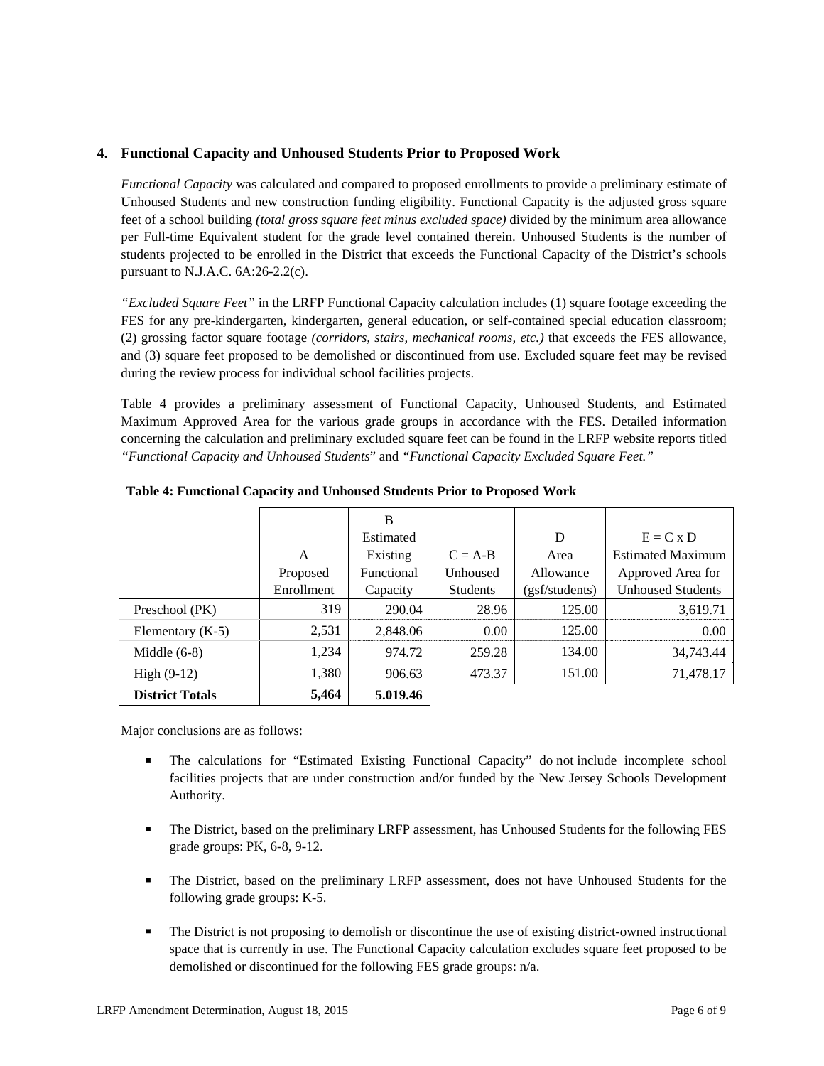## 4. Functional Capacity and Unhoused Students Prior to Proposed Work

*Functional Capacity* was calculated and compared to proposed enrollments to provide a preliminary estimate of Unhoused Students and new construction funding eligibility. Functional Capacity is the adjusted gross square feet of a school building *(total gross square feet minus excluded space)* divided by the minimum area allowance per Full-time Equivalent student for the grade level contained therein. Unhoused Students is the number of students projected to be enrolled in the District that exceeds the Functional Capacity of the District's schools pursuant to N.J.A.C. 6A:26-2.2(c).

*"Excluded Square Feet"* in the LRFP Functional Capacity calculation includes (1) square footage exceeding the FES for any pre-kindergarten, kindergarten, general education, or self-contained special education classroom; (2) grossing factor square footage *(corridors, stairs, mechanical rooms, etc.)* that exceeds the FES allowance, and (3) square feet proposed to be demolished or discontinued from use. Excluded square feet may be revised during the review process for individual school facilities projects.

Table 4 provides a preliminary assessment of Functional Capacity, Unhoused Students, and Estimated Maximum Approved Area for the various grade groups in accordance with the FES. Detailed information concerning the calculation and preliminary excluded square feet can be found in the LRFP website reports titled *"Functional Capacity and Unhoused Students*" and *"Functional Capacity Excluded Square Feet."*

**Table 4: Functional Capacity and Unhoused Students Prior to Proposed Work**

| | A Proposed Enrollment | B Estimated Existing Functional Capacity | C = A-B Unhoused Students | D Area Allowance (gsf/students) | E = C x D Estimated Maximum Approved Area for Unhoused Students |
|---|---|---|---|---|---|
| Preschool (PK) | 319 | 290.04 | 28.96 | 125.00 | 3,619.71 |
| Elementary (K-5) | 2,531 | 2,848.06 | 0.00 | 125.00 | 0.00 |
| Middle (6-8) | 1,234 | 974.72 | 259.28 | 134.00 | 34,743.44 |
| High (9-12) | 1,380 | 906.63 | 473.37 | 151.00 | 71,478.17 |
| **District Totals** | **5,464** | **5.019.46** | | | |

Major conclusions are as follows:

- The calculations for "Estimated Existing Functional Capacity" do not include incomplete school facilities projects that are under construction and/or funded by the New Jersey Schools Development Authority.
- The District, based on the preliminary LRFP assessment, has Unhoused Students for the following FES grade groups: PK, 6-8, 9-12.
- The District, based on the preliminary LRFP assessment, does not have Unhoused Students for the following grade groups: K-5.
- The District is not proposing to demolish or discontinue the use of existing district-owned instructional space that is currently in use. The Functional Capacity calculation excludes square feet proposed to be demolished or discontinued for the following FES grade groups: n/a.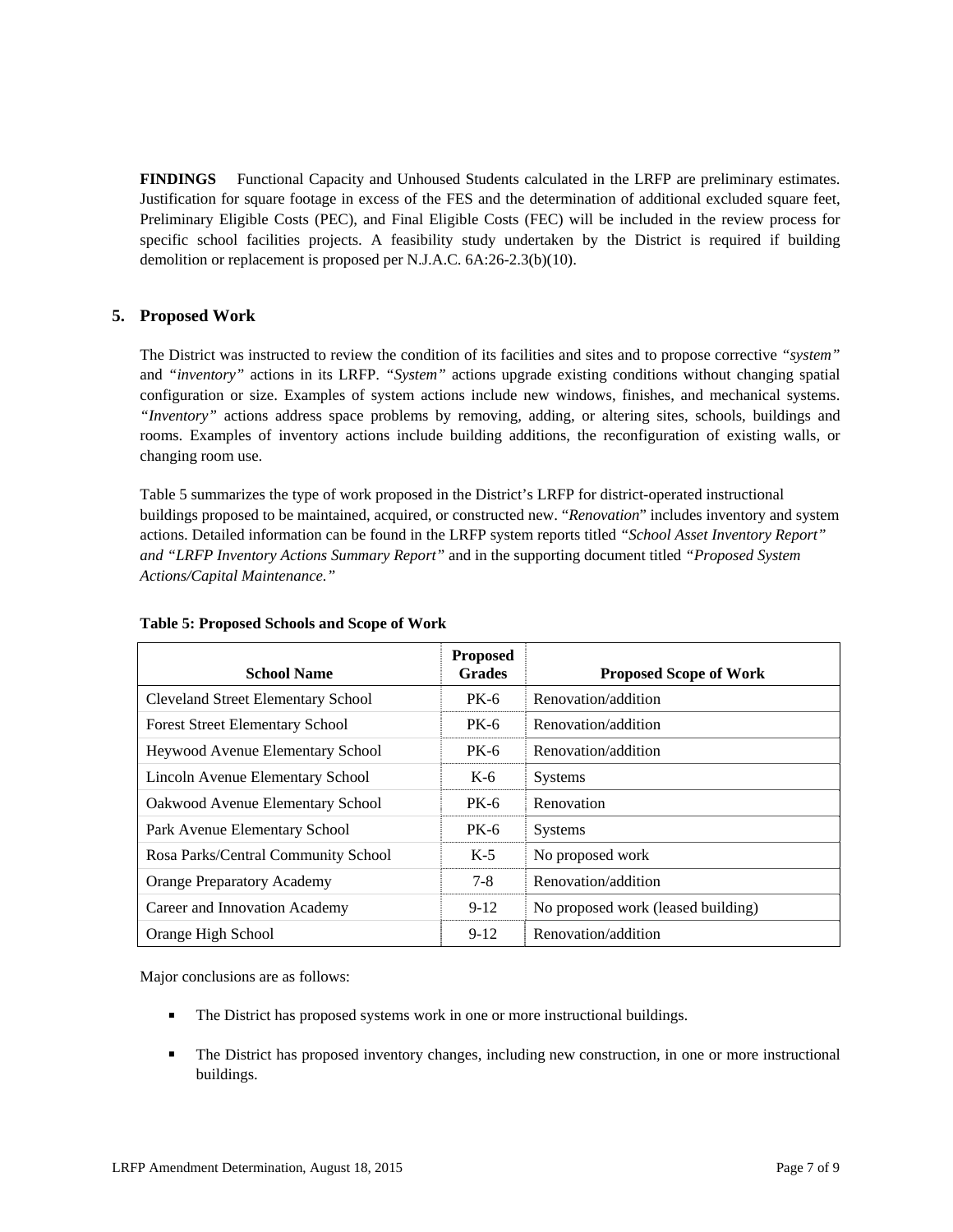**FINDINGS** Functional Capacity and Unhoused Students calculated in the LRFP are preliminary estimates. Justification for square footage in excess of the FES and the determination of additional excluded square feet, Preliminary Eligible Costs (PEC), and Final Eligible Costs (FEC) will be included in the review process for specific school facilities projects. A feasibility study undertaken by the District is required if building demolition or replacement is proposed per N.J.A.C. 6A:26-2.3(b)(10).

## 5. Proposed Work

The District was instructed to review the condition of its facilities and sites and to propose corrective *"system"* and *"inventory"* actions in its LRFP. *"System"* actions upgrade existing conditions without changing spatial configuration or size. Examples of system actions include new windows, finishes, and mechanical systems. *"Inventory"* actions address space problems by removing, adding, or altering sites, schools, buildings and rooms. Examples of inventory actions include building additions, the reconfiguration of existing walls, or changing room use.

Table 5 summarizes the type of work proposed in the District's LRFP for district-operated instructional buildings proposed to be maintained, acquired, or constructed new. "*Renovation*" includes inventory and system actions. Detailed information can be found in the LRFP system reports titled *"School Asset Inventory Report" and "LRFP Inventory Actions Summary Report"* and in the supporting document titled *"Proposed System Actions/Capital Maintenance."*

**Table 5: Proposed Schools and Scope of Work**

| School Name | Proposed Grades | Proposed Scope of Work |
|---|---|---|
| Cleveland Street Elementary School | PK-6 | Renovation/addition |
| Forest Street Elementary School | PK-6 | Renovation/addition |
| Heywood Avenue Elementary School | PK-6 | Renovation/addition |
| Lincoln Avenue Elementary School | K-6 | Systems |
| Oakwood Avenue Elementary School | PK-6 | Renovation |
| Park Avenue Elementary School | PK-6 | Systems |
| Rosa Parks/Central Community School | K-5 | No proposed work |
| Orange Preparatory Academy | 7-8 | Renovation/addition |
| Career and Innovation Academy | 9-12 | No proposed work (leased building) |
| Orange High School | 9-12 | Renovation/addition |

Major conclusions are as follows:

- The District has proposed systems work in one or more instructional buildings.
- The District has proposed inventory changes, including new construction, in one or more instructional buildings.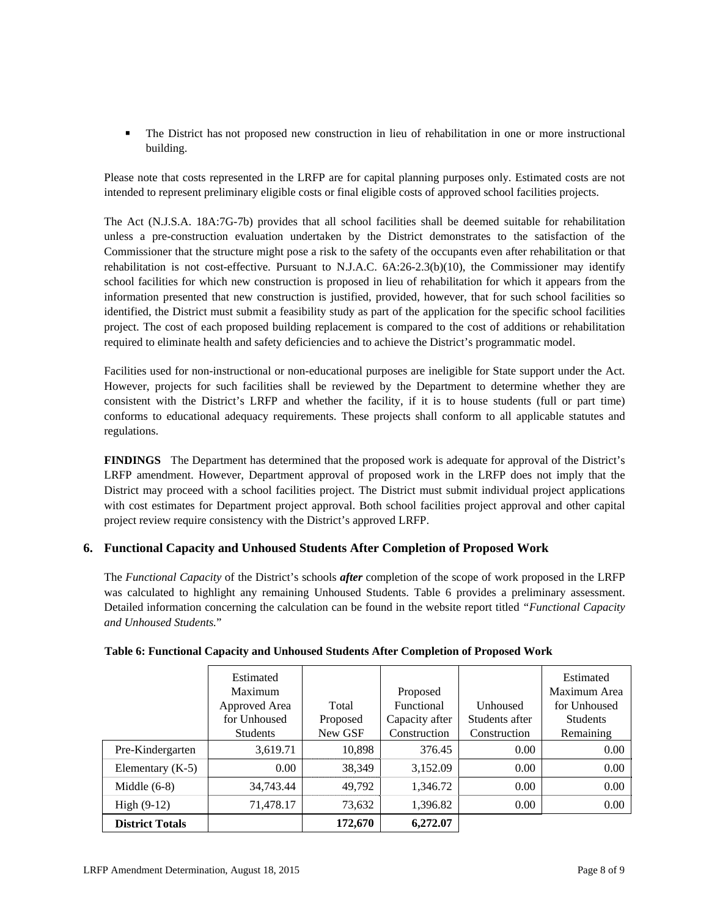- The District has not proposed new construction in lieu of rehabilitation in one or more instructional building.

Please note that costs represented in the LRFP are for capital planning purposes only. Estimated costs are not intended to represent preliminary eligible costs or final eligible costs of approved school facilities projects.

The Act (N.J.S.A. 18A:7G-7b) provides that all school facilities shall be deemed suitable for rehabilitation unless a pre-construction evaluation undertaken by the District demonstrates to the satisfaction of the Commissioner that the structure might pose a risk to the safety of the occupants even after rehabilitation or that rehabilitation is not cost-effective. Pursuant to N.J.A.C. 6A:26-2.3(b)(10), the Commissioner may identify school facilities for which new construction is proposed in lieu of rehabilitation for which it appears from the information presented that new construction is justified, provided, however, that for such school facilities so identified, the District must submit a feasibility study as part of the application for the specific school facilities project. The cost of each proposed building replacement is compared to the cost of additions or rehabilitation required to eliminate health and safety deficiencies and to achieve the District's programmatic model.

Facilities used for non-instructional or non-educational purposes are ineligible for State support under the Act. However, projects for such facilities shall be reviewed by the Department to determine whether they are consistent with the District's LRFP and whether the facility, if it is to house students (full or part time) conforms to educational adequacy requirements. These projects shall conform to all applicable statutes and regulations.

**FINDINGS** The Department has determined that the proposed work is adequate for approval of the District's LRFP amendment. However, Department approval of proposed work in the LRFP does not imply that the District may proceed with a school facilities project. The District must submit individual project applications with cost estimates for Department project approval. Both school facilities project approval and other capital project review require consistency with the District's approved LRFP.

## 6. Functional Capacity and Unhoused Students After Completion of Proposed Work

The *Functional Capacity* of the District's schools ***after*** completion of the scope of work proposed in the LRFP was calculated to highlight any remaining Unhoused Students. Table 6 provides a preliminary assessment. Detailed information concerning the calculation can be found in the website report titled "*Functional Capacity and Unhoused Students.*"

**Table 6: Functional Capacity and Unhoused Students After Completion of Proposed Work**

| | Estimated Maximum Approved Area for Unhoused Students | Total Proposed New GSF | Proposed Functional Capacity after Construction | Unhoused Students after Construction | Estimated Maximum Area for Unhoused Students Remaining |
|---|---|---|---|---|---|
| Pre-Kindergarten | 3,619.71 | 10,898 | 376.45 | 0.00 | 0.00 |
| Elementary (K-5) | 0.00 | 38,349 | 3,152.09 | 0.00 | 0.00 |
| Middle (6-8) | 34,743.44 | 49,792 | 1,346.72 | 0.00 | 0.00 |
| High (9-12) | 71,478.17 | 73,632 | 1,396.82 | 0.00 | 0.00 |
| **District Totals** | | **172,670** | **6,272.07** | | |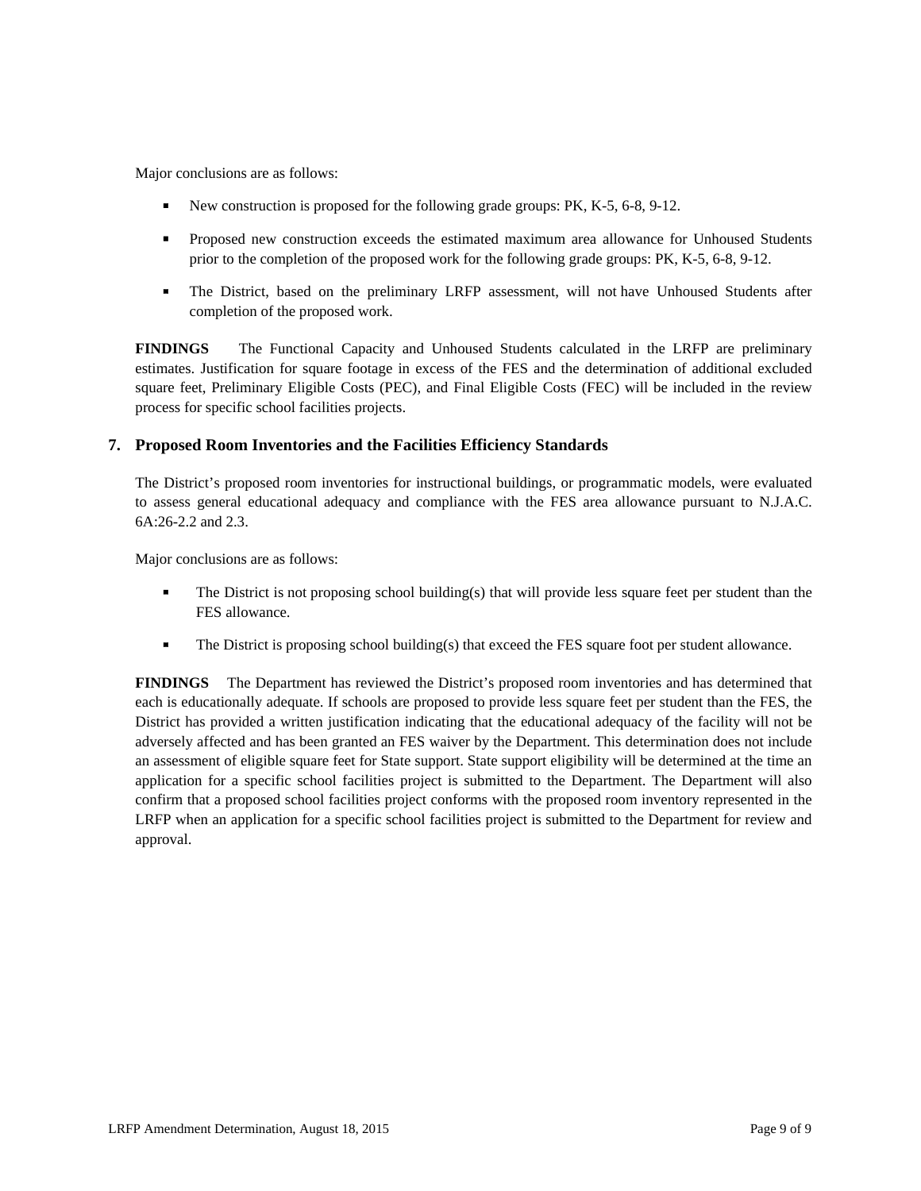Major conclusions are as follows:

- New construction is proposed for the following grade groups: PK, K-5, 6-8, 9-12.
- Proposed new construction exceeds the estimated maximum area allowance for Unhoused Students prior to the completion of the proposed work for the following grade groups: PK, K-5, 6-8, 9-12.
- The District, based on the preliminary LRFP assessment, will not have Unhoused Students after completion of the proposed work.

**FINDINGS** The Functional Capacity and Unhoused Students calculated in the LRFP are preliminary estimates. Justification for square footage in excess of the FES and the determination of additional excluded square feet, Preliminary Eligible Costs (PEC), and Final Eligible Costs (FEC) will be included in the review process for specific school facilities projects.

### 7. Proposed Room Inventories and the Facilities Efficiency Standards

The District's proposed room inventories for instructional buildings, or programmatic models, were evaluated to assess general educational adequacy and compliance with the FES area allowance pursuant to N.J.A.C. 6A:26-2.2 and 2.3.

Major conclusions are as follows:

- The District is not proposing school building(s) that will provide less square feet per student than the FES allowance.
- The District is proposing school building(s) that exceed the FES square foot per student allowance.

**FINDINGS** The Department has reviewed the District's proposed room inventories and has determined that each is educationally adequate. If schools are proposed to provide less square feet per student than the FES, the District has provided a written justification indicating that the educational adequacy of the facility will not be adversely affected and has been granted an FES waiver by the Department. This determination does not include an assessment of eligible square feet for State support. State support eligibility will be determined at the time an application for a specific school facilities project is submitted to the Department. The Department will also confirm that a proposed school facilities project conforms with the proposed room inventory represented in the LRFP when an application for a specific school facilities project is submitted to the Department for review and approval.